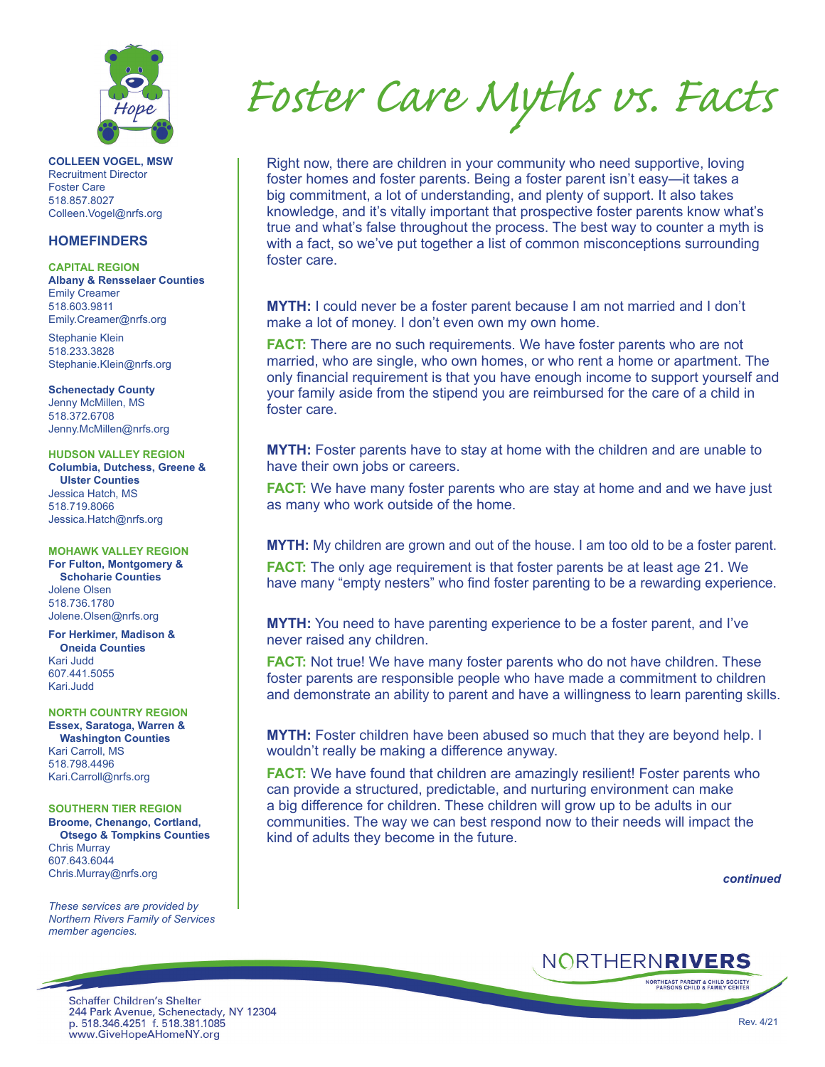# Foster Care Myths vs. Facts

**COLLEEN VOGEL, MSW**
Recruitment Director
Foster Care
518.857.8027
Colleen.Vogel@nrfs.org

## HOMEFINDERS

### CAPITAL REGION

**Albany & Rensselaer Counties**
Emily Creamer
518.603.9811
Emily.Creamer@nrfs.org

Stephanie Klein
518.233.3828
Stephanie.Klein@nrfs.org

**Schenectady County**
Jenny McMillen, MS
518.372.6708
Jenny.McMillen@nrfs.org

### HUDSON VALLEY REGION

**Columbia, Dutchess, Greene & Ulster Counties**
Jessica Hatch, MS
518.719.8066
Jessica.Hatch@nrfs.org

### MOHAWK VALLEY REGION

**For Fulton, Montgomery & Schoharie Counties**
Jolene Olsen
518.736.1780
Jolene.Olsen@nrfs.org

**For Herkimer, Madison & Oneida Counties**
Kari Judd
607.441.5055
Kari.Judd

### NORTH COUNTRY REGION

**Essex, Saratoga, Warren & Washington Counties**
Kari Carroll, MS
518.798.4496
Kari.Carroll@nrfs.org

### SOUTHERN TIER REGION

**Broome, Chenango, Cortland, Otsego & Tompkins Counties**
Chris Murray
607.643.6044
Chris.Murray@nrfs.org

*These services are provided by Northern Rivers Family of Services member agencies.*

Right now, there are children in your community who need supportive, loving foster homes and foster parents. Being a foster parent isn't easy—it takes a big commitment, a lot of understanding, and plenty of support. It also takes knowledge, and it's vitally important that prospective foster parents know what's true and what's false throughout the process. The best way to counter a myth is with a fact, so we've put together a list of common misconceptions surrounding foster care.

**MYTH:** I could never be a foster parent because I am not married and I don't make a lot of money. I don't even own my own home.

**FACT:** There are no such requirements. We have foster parents who are not married, who are single, who own homes, or who rent a home or apartment. The only financial requirement is that you have enough income to support yourself and your family aside from the stipend you are reimbursed for the care of a child in foster care.

**MYTH:** Foster parents have to stay at home with the children and are unable to have their own jobs or careers.

**FACT:** We have many foster parents who are stay at home and and we have just as many who work outside of the home.

**MYTH:** My children are grown and out of the house. I am too old to be a foster parent.

**FACT:** The only age requirement is that foster parents be at least age 21. We have many "empty nesters" who find foster parenting to be a rewarding experience.

**MYTH:** You need to have parenting experience to be a foster parent, and I've never raised any children.

**FACT:** Not true! We have many foster parents who do not have children. These foster parents are responsible people who have made a commitment to children and demonstrate an ability to parent and have a willingness to learn parenting skills.

**MYTH:** Foster children have been abused so much that they are beyond help. I wouldn't really be making a difference anyway.

**FACT:** We have found that children are amazingly resilient! Foster parents who can provide a structured, predictable, and nurturing environment can make a big difference for children. These children will grow up to be adults in our communities. The way we can best respond now to their needs will impact the kind of adults they become in the future.

***continued***

Schaffer Children's Shelter
244 Park Avenue, Schenectady, NY 12304
p. 518.346.4251 f. 518.381.1085
www.GiveHopeAHomeNY.org

NORTHERN**RIVERS**
NORTHEAST PARENT & CHILD SOCIETY
PARSONS CHILD & FAMILY CENTER

Rev. 4/21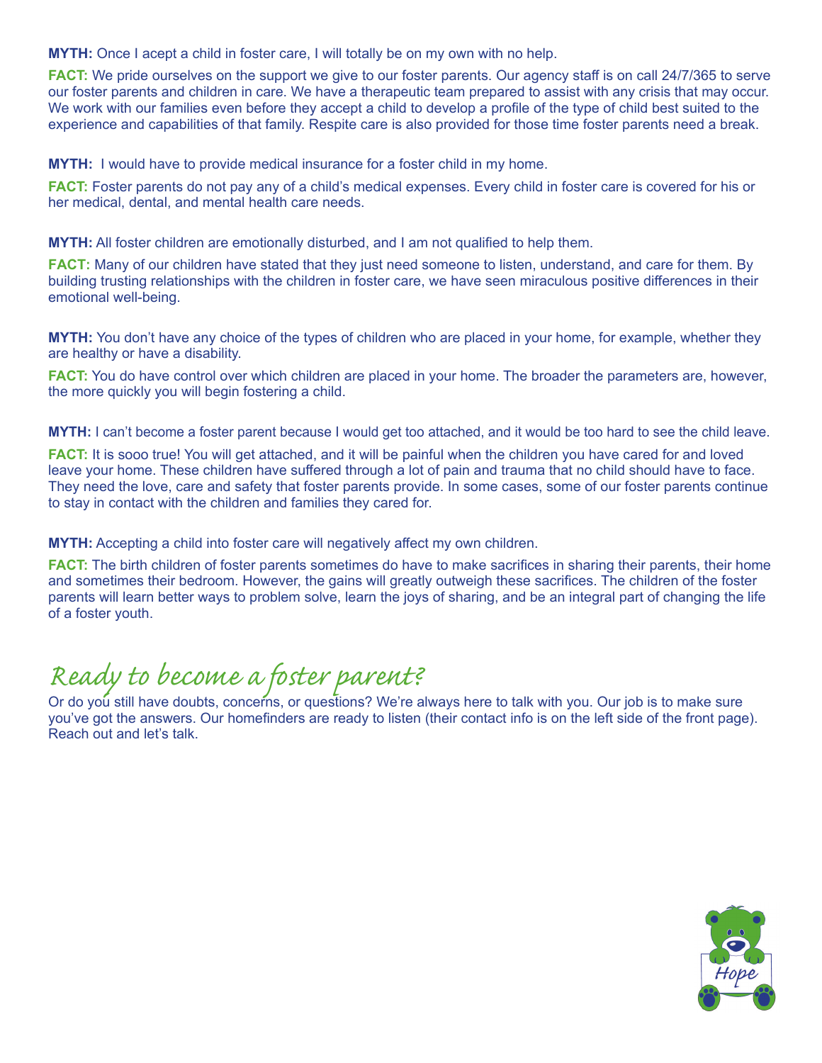**MYTH:** Once I acept a child in foster care, I will totally be on my own with no help.

**FACT:** We pride ourselves on the support we give to our foster parents. Our agency staff is on call 24/7/365 to serve our foster parents and children in care. We have a therapeutic team prepared to assist with any crisis that may occur. We work with our families even before they accept a child to develop a profile of the type of child best suited to the experience and capabilities of that family. Respite care is also provided for those time foster parents need a break.

**MYTH:** I would have to provide medical insurance for a foster child in my home.

**FACT:** Foster parents do not pay any of a child's medical expenses. Every child in foster care is covered for his or her medical, dental, and mental health care needs.

**MYTH:** All foster children are emotionally disturbed, and I am not qualified to help them.

**FACT:** Many of our children have stated that they just need someone to listen, understand, and care for them. By building trusting relationships with the children in foster care, we have seen miraculous positive differences in their emotional well-being.

**MYTH:** You don't have any choice of the types of children who are placed in your home, for example, whether they are healthy or have a disability.

**FACT:** You do have control over which children are placed in your home. The broader the parameters are, however, the more quickly you will begin fostering a child.

**MYTH:** I can't become a foster parent because I would get too attached, and it would be too hard to see the child leave.

**FACT:** It is sooo true! You will get attached, and it will be painful when the children you have cared for and loved leave your home. These children have suffered through a lot of pain and trauma that no child should have to face. They need the love, care and safety that foster parents provide. In some cases, some of our foster parents continue to stay in contact with the children and families they cared for.

**MYTH:** Accepting a child into foster care will negatively affect my own children.

**FACT:** The birth children of foster parents sometimes do have to make sacrifices in sharing their parents, their home and sometimes their bedroom. However, the gains will greatly outweigh these sacrifices. The children of the foster parents will learn better ways to problem solve, learn the joys of sharing, and be an integral part of changing the life of a foster youth.

## *Ready to become a foster parent?*

Or do you still have doubts, concerns, or questions? We're always here to talk with you. Our job is to make sure you've got the answers. Our homefinders are ready to listen (their contact info is on the left side of the front page). Reach out and let's talk.

Hope